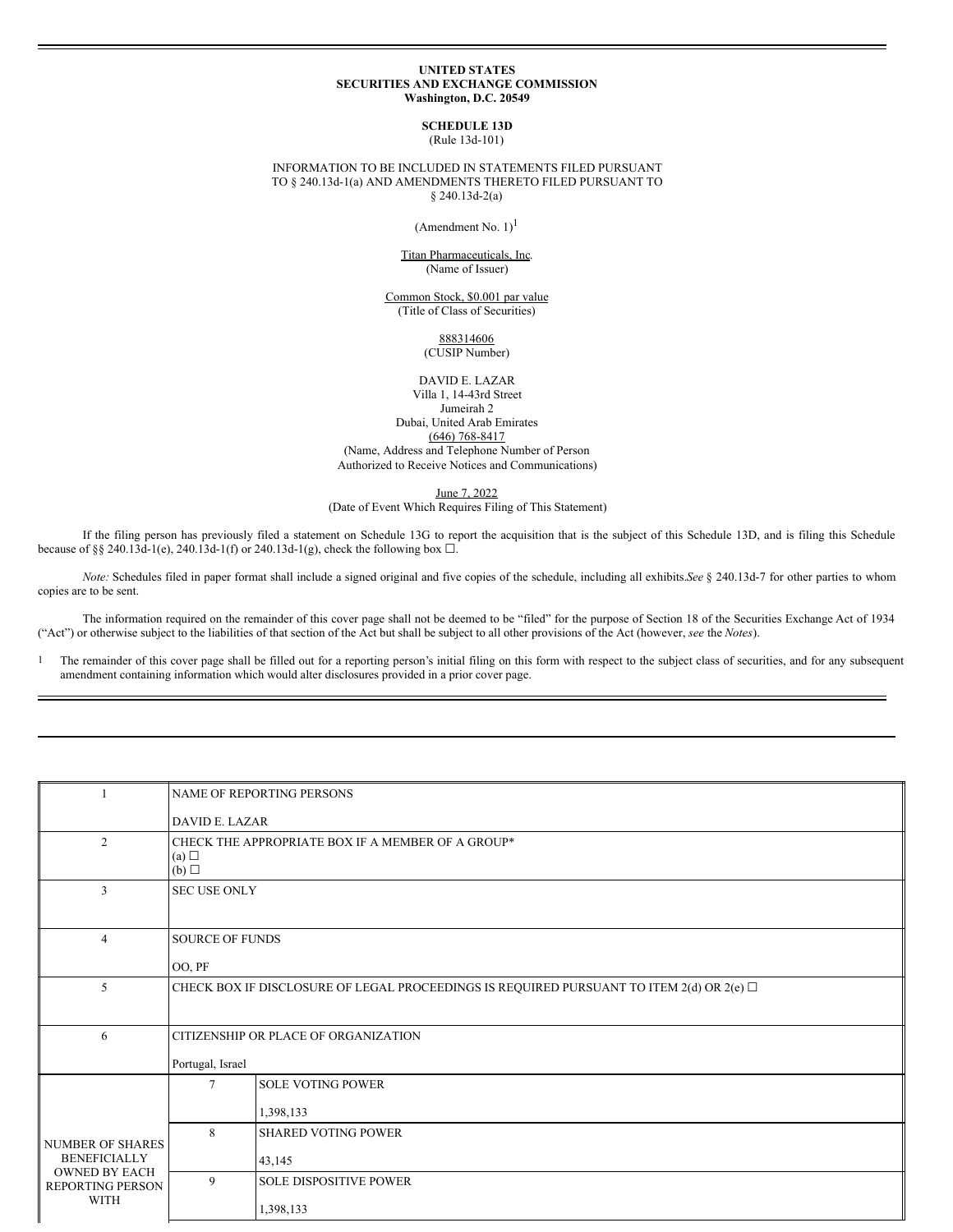**UNITED STATES**
**SECURITIES AND EXCHANGE COMMISSION**
**Washington, D.C. 20549**

**SCHEDULE 13D**
(Rule 13d-101)

INFORMATION TO BE INCLUDED IN STATEMENTS FILED PURSUANT TO § 240.13d-1(a) AND AMENDMENTS THERETO FILED PURSUANT TO § 240.13d-2(a)

(Amendment No. 1)[1]

Titan Pharmaceuticals, Inc.
(Name of Issuer)

Common Stock, $0.001 par value
(Title of Class of Securities)

888314606
(CUSIP Number)

DAVID E. LAZAR
Villa 1, 14-43rd Street
Jumeirah 2
Dubai, United Arab Emirates
(646) 768-8417
(Name, Address and Telephone Number of Person Authorized to Receive Notices and Communications)

June 7, 2022
(Date of Event Which Requires Filing of This Statement)

If the filing person has previously filed a statement on Schedule 13G to report the acquisition that is the subject of this Schedule 13D, and is filing this Schedule because of §§ 240.13d-1(e), 240.13d-1(f) or 240.13d-1(g), check the following box ☐.

*Note:* Schedules filed in paper format shall include a signed original and five copies of the schedule, including all exhibits. *See* § 240.13d-7 for other parties to whom copies are to be sent.

The information required on the remainder of this cover page shall not be deemed to be "filed" for the purpose of Section 18 of the Securities Exchange Act of 1934 ("Act") or otherwise subject to the liabilities of that section of the Act but shall be subject to all other provisions of the Act (however, *see* the *Notes*).

[1] The remainder of this cover page shall be filled out for a reporting person's initial filing on this form with respect to the subject class of securities, and for any subsequent amendment containing information which would alter disclosures provided in a prior cover page.

| | | |
|---|---|---|
| 1 | NAME OF REPORTING PERSONS<br><br>DAVID E. LAZAR | |
| 2 | CHECK THE APPROPRIATE BOX IF A MEMBER OF A GROUP*<br>(a) ☐<br>(b) ☐ | |
| 3 | SEC USE ONLY | |
| 4 | SOURCE OF FUNDS<br><br>OO, PF | |
| 5 | CHECK BOX IF DISCLOSURE OF LEGAL PROCEEDINGS IS REQUIRED PURSUANT TO ITEM 2(d) OR 2(e) ☐ | |
| 6 | CITIZENSHIP OR PLACE OF ORGANIZATION<br><br>Portugal, Israel | |
| NUMBER OF SHARES BENEFICIALLY OWNED BY EACH REPORTING PERSON WITH | 7 | SOLE VOTING POWER<br><br>1,398,133 |
| | 8 | SHARED VOTING POWER<br><br>43,145 |
| | 9 | SOLE DISPOSITIVE POWER<br><br>1,398,133 |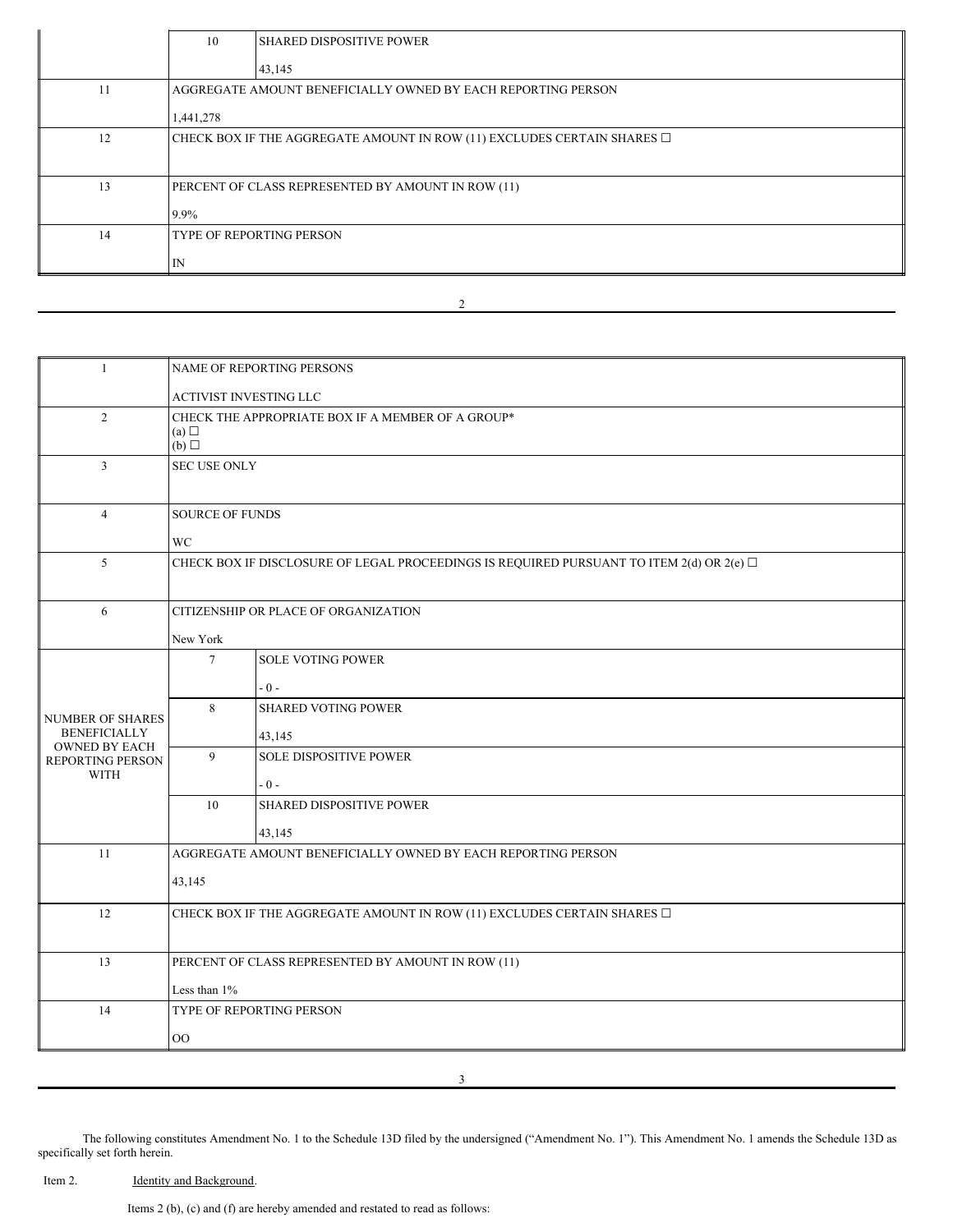| | | |
|---|---|---|
| | 10 | SHARED DISPOSITIVE POWER<br><br>43,145 |
| 11 | AGGREGATE AMOUNT BENEFICIALLY OWNED BY EACH REPORTING PERSON<br><br>1,441,278 | |
| 12 | CHECK BOX IF THE AGGREGATE AMOUNT IN ROW (11) EXCLUDES CERTAIN SHARES ☐ | |
| 13 | PERCENT OF CLASS REPRESENTED BY AMOUNT IN ROW (11)<br><br>9.9% | |
| 14 | TYPE OF REPORTING PERSON<br><br>IN | |

| | | |
|---|---|---|
| 1 | NAME OF REPORTING PERSONS<br><br>ACTIVIST INVESTING LLC | |
| 2 | CHECK THE APPROPRIATE BOX IF A MEMBER OF A GROUP*<br>(a) ☐<br>(b) ☐ | |
| 3 | SEC USE ONLY | |
| 4 | SOURCE OF FUNDS<br><br>WC | |
| 5 | CHECK BOX IF DISCLOSURE OF LEGAL PROCEEDINGS IS REQUIRED PURSUANT TO ITEM 2(d) OR 2(e) ☐ | |
| 6 | CITIZENSHIP OR PLACE OF ORGANIZATION<br><br>New York | |
| NUMBER OF SHARES BENEFICIALLY OWNED BY EACH REPORTING PERSON WITH | 7 | SOLE VOTING POWER<br><br>- 0 - |
| | 8 | SHARED VOTING POWER<br><br>43,145 |
| | 9 | SOLE DISPOSITIVE POWER<br><br>- 0 - |
| | 10 | SHARED DISPOSITIVE POWER<br><br>43,145 |
| 11 | AGGREGATE AMOUNT BENEFICIALLY OWNED BY EACH REPORTING PERSON<br><br>43,145 | |
| 12 | CHECK BOX IF THE AGGREGATE AMOUNT IN ROW (11) EXCLUDES CERTAIN SHARES ☐ | |
| 13 | PERCENT OF CLASS REPRESENTED BY AMOUNT IN ROW (11)<br><br>Less than 1% | |
| 14 | TYPE OF REPORTING PERSON<br><br>OO | |

The following constitutes Amendment No. 1 to the Schedule 13D filed by the undersigned ("Amendment No. 1"). This Amendment No. 1 amends the Schedule 13D as specifically set forth herein.

Item 2. Identity and Background.

Items 2 (b), (c) and (f) are hereby amended and restated to read as follows: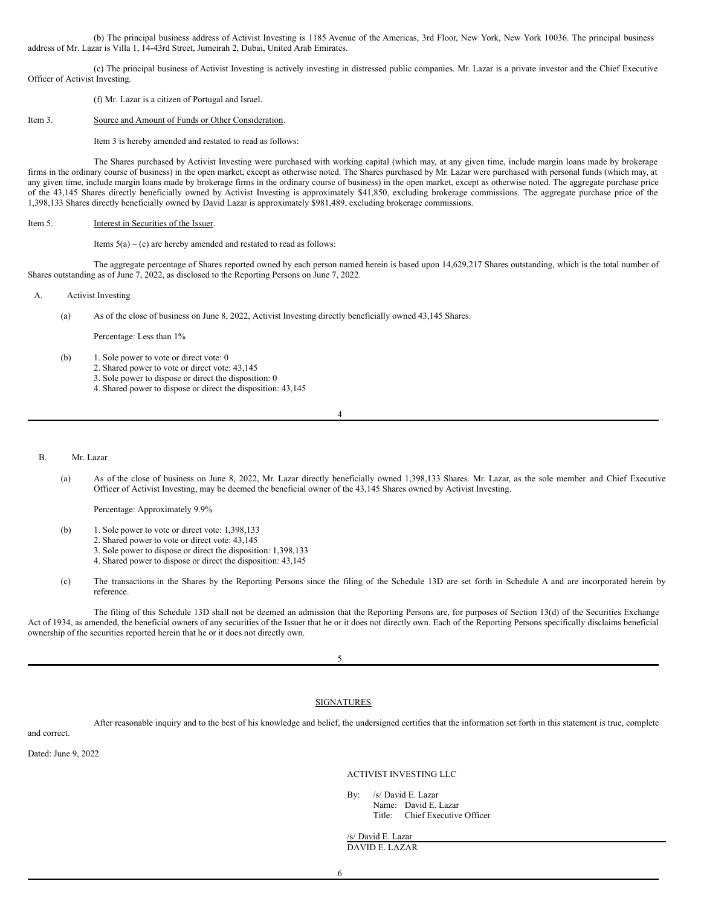(b) The principal business address of Activist Investing is 1185 Avenue of the Americas, 3rd Floor, New York, New York 10036. The principal business address of Mr. Lazar is Villa 1, 14-43rd Street, Jumeirah 2, Dubai, United Arab Emirates.

(c) The principal business of Activist Investing is actively investing in distressed public companies. Mr. Lazar is a private investor and the Chief Executive Officer of Activist Investing.

(f) Mr. Lazar is a citizen of Portugal and Israel.

Item 3. Source and Amount of Funds or Other Consideration.

Item 3 is hereby amended and restated to read as follows:

The Shares purchased by Activist Investing were purchased with working capital (which may, at any given time, include margin loans made by brokerage firms in the ordinary course of business) in the open market, except as otherwise noted. The Shares purchased by Mr. Lazar were purchased with personal funds (which may, at any given time, include margin loans made by brokerage firms in the ordinary course of business) in the open market, except as otherwise noted. The aggregate purchase price of the 43,145 Shares directly beneficially owned by Activist Investing is approximately $41,850, excluding brokerage commissions. The aggregate purchase price of the 1,398,133 Shares directly beneficially owned by David Lazar is approximately $981,489, excluding brokerage commissions.

Item 5. Interest in Securities of the Issuer.

Items 5(a) – (c) are hereby amended and restated to read as follows:

The aggregate percentage of Shares reported owned by each person named herein is based upon 14,629,217 Shares outstanding, which is the total number of Shares outstanding as of June 7, 2022, as disclosed to the Reporting Persons on June 7, 2022.

A. Activist Investing

(a) As of the close of business on June 8, 2022, Activist Investing directly beneficially owned 43,145 Shares.

Percentage: Less than 1%

(b)
1. Sole power to vote or direct vote: 0
2. Shared power to vote or direct vote: 43,145
3. Sole power to dispose or direct the disposition: 0
4. Shared power to dispose or direct the disposition: 43,145

B. Mr. Lazar

(a) As of the close of business on June 8, 2022, Mr. Lazar directly beneficially owned 1,398,133 Shares. Mr. Lazar, as the sole member and Chief Executive Officer of Activist Investing, may be deemed the beneficial owner of the 43,145 Shares owned by Activist Investing.

Percentage: Approximately 9.9%

(b)
1. Sole power to vote or direct vote: 1,398,133
2. Shared power to vote or direct vote: 43,145
3. Sole power to dispose or direct the disposition: 1,398,133
4. Shared power to dispose or direct the disposition: 43,145

(c) The transactions in the Shares by the Reporting Persons since the filing of the Schedule 13D are set forth in Schedule A and are incorporated herein by reference.

The filing of this Schedule 13D shall not be deemed an admission that the Reporting Persons are, for purposes of Section 13(d) of the Securities Exchange Act of 1934, as amended, the beneficial owners of any securities of the Issuer that he or it does not directly own. Each of the Reporting Persons specifically disclaims beneficial ownership of the securities reported herein that he or it does not directly own.

SIGNATURES

After reasonable inquiry and to the best of his knowledge and belief, the undersigned certifies that the information set forth in this statement is true, complete and correct.

Dated: June 9, 2022

ACTIVIST INVESTING LLC

By: /s/ David E. Lazar
Name: David E. Lazar
Title: Chief Executive Officer

/s/ David E. Lazar
DAVID E. LAZAR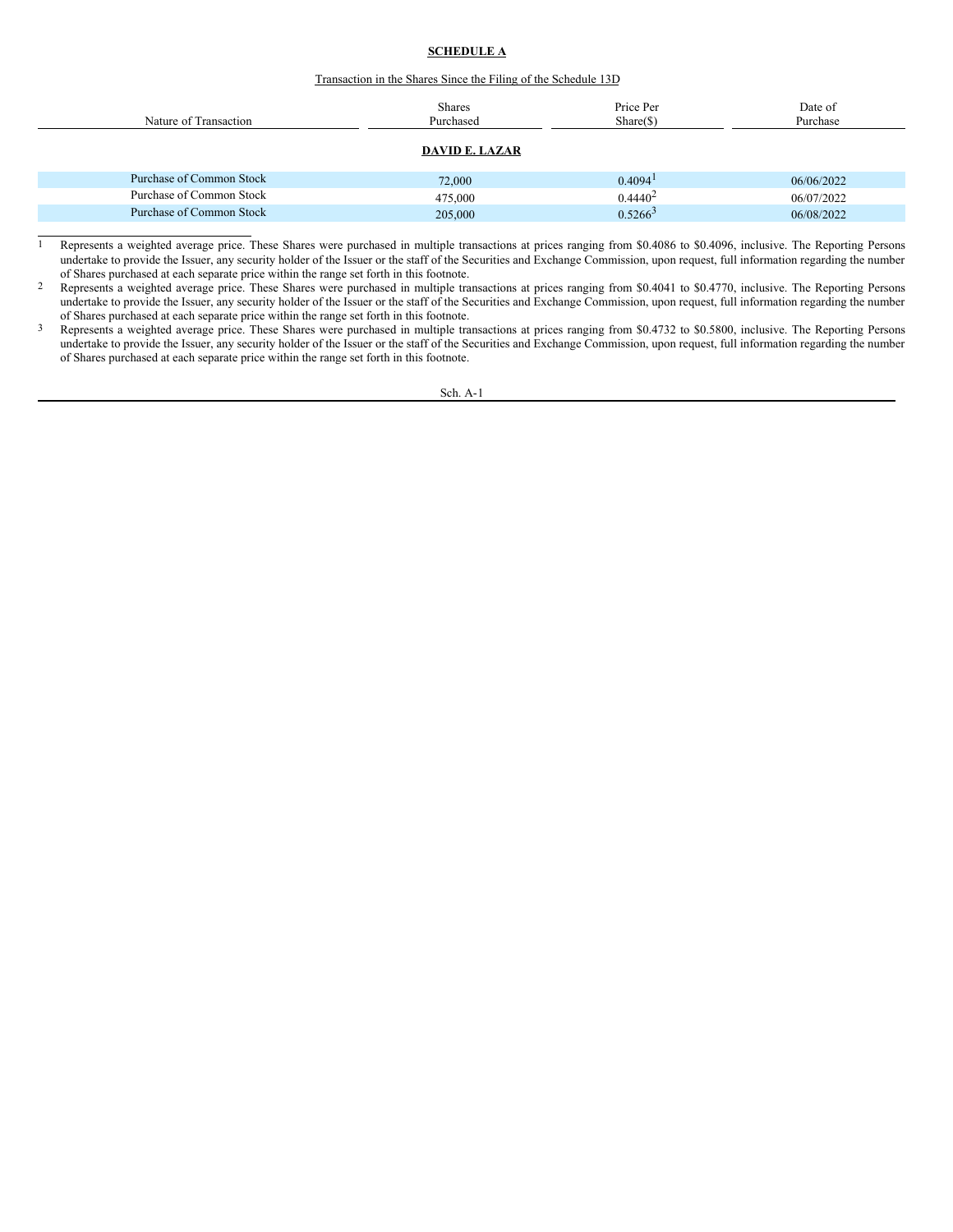**SCHEDULE A**

Transaction in the Shares Since the Filing of the Schedule 13D

| Nature of Transaction | Shares Purchased | Price Per Share($) | Date of Purchase |
|---|---|---|---|
| | **DAVID E. LAZAR** | | |
| Purchase of Common Stock | 72,000 | 0.4094[1] | 06/06/2022 |
| Purchase of Common Stock | 475,000 | 0.4440[2] | 06/07/2022 |
| Purchase of Common Stock | 205,000 | 0.5266[3] | 06/08/2022 |

---

1 Represents a weighted average price. These Shares were purchased in multiple transactions at prices ranging from $0.4086 to $0.4096, inclusive. The Reporting Persons undertake to provide the Issuer, any security holder of the Issuer or the staff of the Securities and Exchange Commission, upon request, full information regarding the number of Shares purchased at each separate price within the range set forth in this footnote.

2 Represents a weighted average price. These Shares were purchased in multiple transactions at prices ranging from $0.4041 to $0.4770, inclusive. The Reporting Persons undertake to provide the Issuer, any security holder of the Issuer or the staff of the Securities and Exchange Commission, upon request, full information regarding the number of Shares purchased at each separate price within the range set forth in this footnote.

3 Represents a weighted average price. These Shares were purchased in multiple transactions at prices ranging from $0.4732 to $0.5800, inclusive. The Reporting Persons undertake to provide the Issuer, any security holder of the Issuer or the staff of the Securities and Exchange Commission, upon request, full information regarding the number of Shares purchased at each separate price within the range set forth in this footnote.